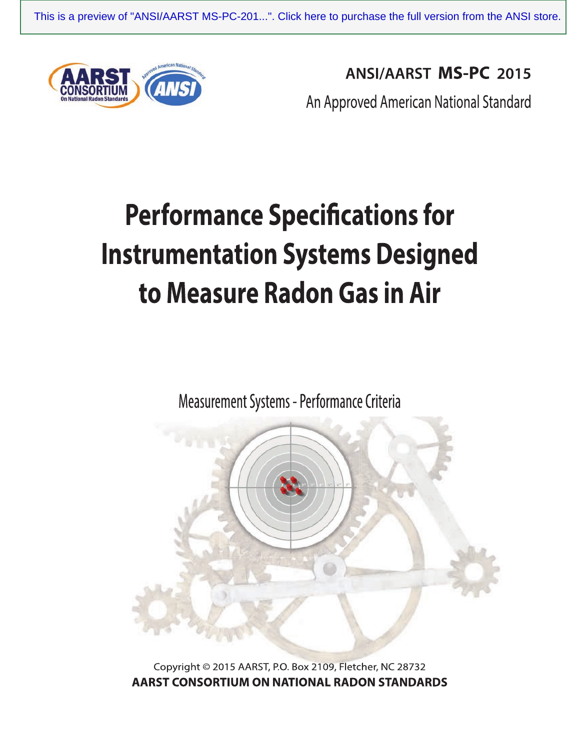This is a preview of "ANSI/AARST MS-PC-201...". Click here to purchase the full version from the ANSI store.

**ANSI/AARST MS-PC 2015**

An Approved American National Standard

# Performance Specifications for Instrumentation Systems Designed to Measure Radon Gas in Air

Measurement Systems - Performance Criteria

Copyright © 2015 AARST, P.O. Box 2109, Fletcher, NC 28732

**AARST CONSORTIUM ON NATIONAL RADON STANDARDS**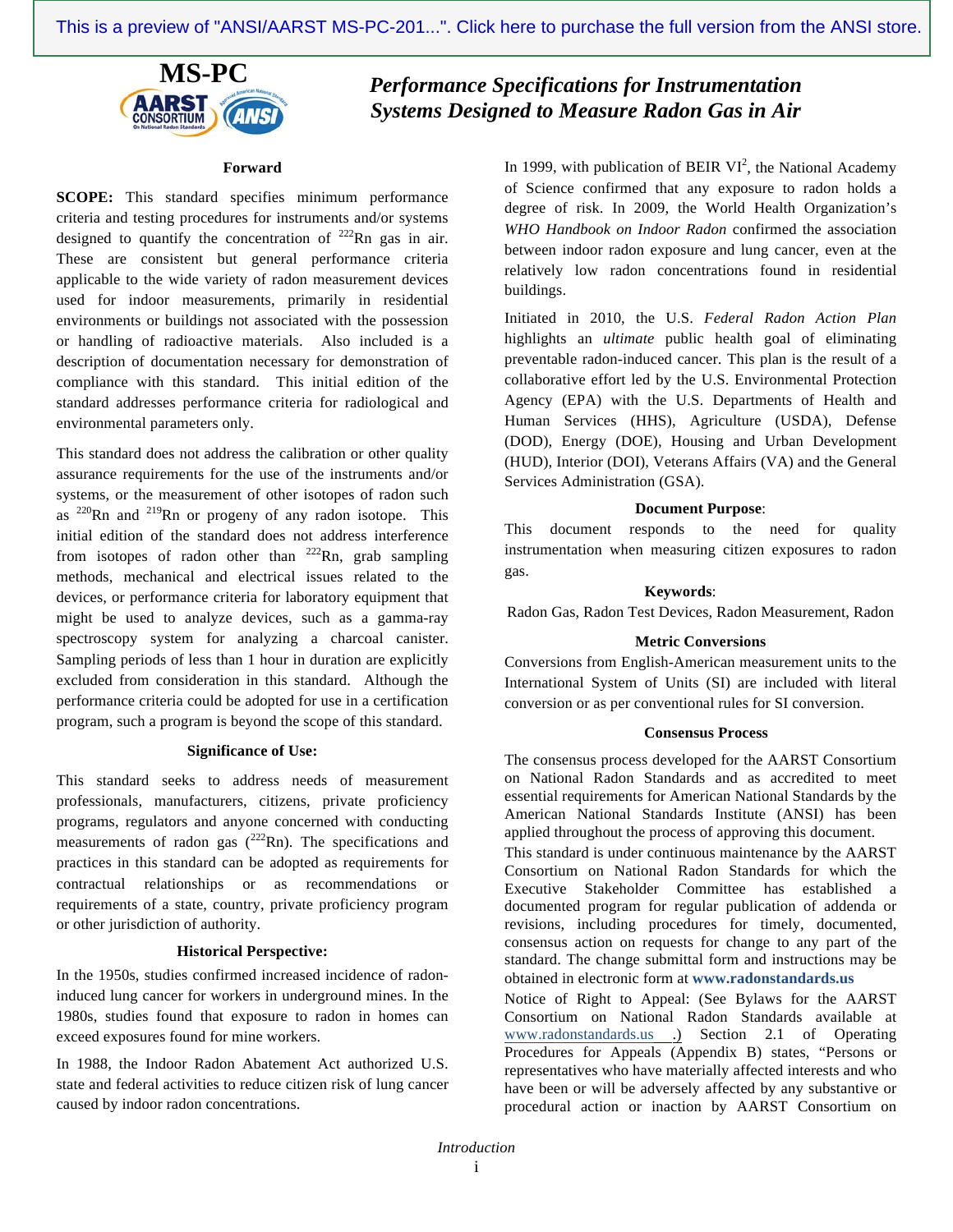# MS-PC

## *Performance Specifications for Instrumentation Systems Designed to Measure Radon Gas in Air*

### Forward

**SCOPE:** This standard specifies minimum performance criteria and testing procedures for instruments and/or systems designed to quantify the concentration of $^{222}$Rn gas in air. These are consistent but general performance criteria applicable to the wide variety of radon measurement devices used for indoor measurements, primarily in residential environments or buildings not associated with the possession or handling of radioactive materials. Also included is a description of documentation necessary for demonstration of compliance with this standard. This initial edition of the standard addresses performance criteria for radiological and environmental parameters only.

This standard does not address the calibration or other quality assurance requirements for the use of the instruments and/or systems, or the measurement of other isotopes of radon such as $^{220}$Rn and $^{219}$Rn or progeny of any radon isotope. This initial edition of the standard does not address interference from isotopes of radon other than $^{222}$Rn, grab sampling methods, mechanical and electrical issues related to the devices, or performance criteria for laboratory equipment that might be used to analyze devices, such as a gamma-ray spectroscopy system for analyzing a charcoal canister. Sampling periods of less than 1 hour in duration are explicitly excluded from consideration in this standard. Although the performance criteria could be adopted for use in a certification program, such a program is beyond the scope of this standard.

### Significance of Use:

This standard seeks to address needs of measurement professionals, manufacturers, citizens, private proficiency programs, regulators and anyone concerned with conducting measurements of radon gas ($^{222}$Rn). The specifications and practices in this standard can be adopted as requirements for contractual relationships or as recommendations or requirements of a state, country, private proficiency program or other jurisdiction of authority.

### Historical Perspective:

In the 1950s, studies confirmed increased incidence of radon-induced lung cancer for workers in underground mines. In the 1980s, studies found that exposure to radon in homes can exceed exposures found for mine workers.

In 1988, the Indoor Radon Abatement Act authorized U.S. state and federal activities to reduce citizen risk of lung cancer caused by indoor radon concentrations.

In 1999, with publication of BEIR VI[2], the National Academy of Science confirmed that any exposure to radon holds a degree of risk. In 2009, the World Health Organization's *WHO Handbook on Indoor Radon* confirmed the association between indoor radon exposure and lung cancer, even at the relatively low radon concentrations found in residential buildings.

Initiated in 2010, the U.S. *Federal Radon Action Plan* highlights an *ultimate* public health goal of eliminating preventable radon-induced cancer. This plan is the result of a collaborative effort led by the U.S. Environmental Protection Agency (EPA) with the U.S. Departments of Health and Human Services (HHS), Agriculture (USDA), Defense (DOD), Energy (DOE), Housing and Urban Development (HUD), Interior (DOI), Veterans Affairs (VA) and the General Services Administration (GSA).

### Document Purpose:

This document responds to the need for quality instrumentation when measuring citizen exposures to radon gas.

### Keywords:

Radon Gas, Radon Test Devices, Radon Measurement, Radon

### Metric Conversions

Conversions from English-American measurement units to the International System of Units (SI) are included with literal conversion or as per conventional rules for SI conversion.

### Consensus Process

The consensus process developed for the AARST Consortium on National Radon Standards and as accredited to meet essential requirements for American National Standards by the American National Standards Institute (ANSI) has been applied throughout the process of approving this document.

This standard is under continuous maintenance by the AARST Consortium on National Radon Standards for which the Executive Stakeholder Committee has established a documented program for regular publication of addenda or revisions, including procedures for timely, documented, consensus action on requests for change to any part of the standard. The change submittal form and instructions may be obtained in electronic form at **www.radonstandards.us**

Notice of Right to Appeal: (See Bylaws for the AARST Consortium on National Radon Standards available at www.radonstandards.us .) Section 2.1 of Operating Procedures for Appeals (Appendix B) states, "Persons or representatives who have materially affected interests and who have been or will be adversely affected by any substantive or procedural action or inaction by AARST Consortium on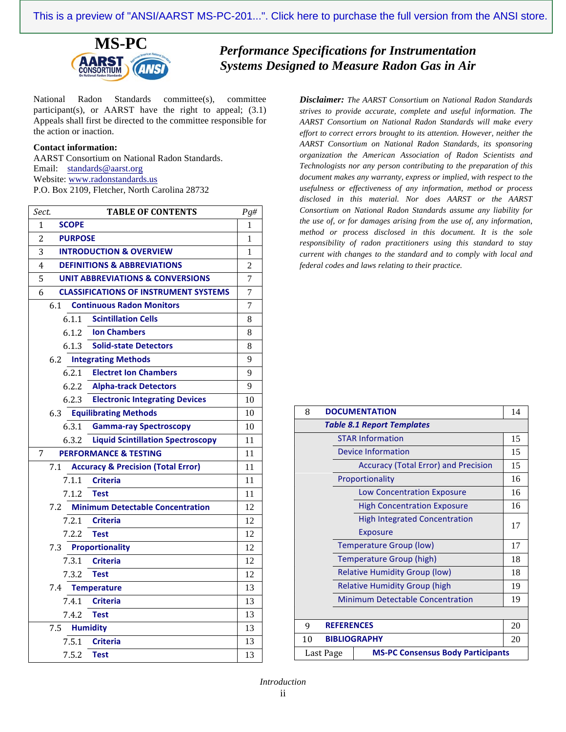This is a preview of "ANSI/AARST MS-PC-201...". Click here to purchase the full version from the ANSI store.

# MS-PC

## *Performance Specifications for Instrumentation Systems Designed to Measure Radon Gas in Air*

National Radon Standards committee(s), committee participant(s), or AARST have the right to appeal; (3.1) Appeals shall first be directed to the committee responsible for the action or inaction.

**Contact information:**
AARST Consortium on National Radon Standards.
Email: standards@aarst.org
Website: www.radonstandards.us
P.O. Box 2109, Fletcher, North Carolina 28732

| *Sect.* | **TABLE OF CONTENTS** | *Pg#* |
|---|---|---|
| 1 | **SCOPE** | 1 |
| 2 | **PURPOSE** | 1 |
| 3 | **INTRODUCTION & OVERVIEW** | 1 |
| 4 | **DEFINITIONS & ABBREVIATIONS** | 2 |
| 5 | **UNIT ABBREVIATIONS & CONVERSIONS** | 7 |
| 6 | **CLASSIFICATIONS OF INSTRUMENT SYSTEMS** | 7 |
| 6.1 | **Continuous Radon Monitors** | 7 |
| 6.1.1 | **Scintillation Cells** | 8 |
| 6.1.2 | **Ion Chambers** | 8 |
| 6.1.3 | **Solid-state Detectors** | 8 |
| 6.2 | **Integrating Methods** | 9 |
| 6.2.1 | **Electret Ion Chambers** | 9 |
| 6.2.2 | **Alpha-track Detectors** | 9 |
| 6.2.3 | **Electronic Integrating Devices** | 10 |
| 6.3 | **Equilibrating Methods** | 10 |
| 6.3.1 | **Gamma-ray Spectroscopy** | 10 |
| 6.3.2 | **Liquid Scintillation Spectroscopy** | 11 |
| 7 | **PERFORMANCE & TESTING** | 11 |
| 7.1 | **Accuracy & Precision (Total Error)** | 11 |
| 7.1.1 | **Criteria** | 11 |
| 7.1.2 | **Test** | 11 |
| 7.2 | **Minimum Detectable Concentration** | 12 |
| 7.2.1 | **Criteria** | 12 |
| 7.2.2 | **Test** | 12 |
| 7.3 | **Proportionality** | 12 |
| 7.3.1 | **Criteria** | 12 |
| 7.3.2 | **Test** | 12 |
| 7.4 | **Temperature** | 13 |
| 7.4.1 | **Criteria** | 13 |
| 7.4.2 | **Test** | 13 |
| 7.5 | **Humidity** | 13 |
| 7.5.1 | **Criteria** | 13 |
| 7.5.2 | **Test** | 13 |

***Disclaimer:*** *The AARST Consortium on National Radon Standards strives to provide accurate, complete and useful information. The AARST Consortium on National Radon Standards will make every effort to correct errors brought to its attention. However, neither the AARST Consortium on National Radon Standards, its sponsoring organization the American Association of Radon Scientists and Technologists nor any person contributing to the preparation of this document makes any warranty, express or implied, with respect to the usefulness or effectiveness of any information, method or process disclosed in this material. Nor does AARST or the AARST Consortium on National Radon Standards assume any liability for the use of, or for damages arising from the use of, any information, method or process disclosed in this document. It is the sole responsibility of radon practitioners using this standard to stay current with changes to the standard and to comply with local and federal codes and laws relating to their practice.*

| | | |
|---|---|---|
| 8 | **DOCUMENTATION** | 14 |
| | ***Table 8.1 Report Templates*** | |
| | STAR Information | 15 |
| | Device Information | 15 |
| | Accuracy (Total Error) and Precision | 15 |
| | Proportionality | 16 |
| | Low Concentration Exposure | 16 |
| | High Concentration Exposure | 16 |
| | High Integrated Concentration Exposure | 17 |
| | Temperature Group (low) | 17 |
| | Temperature Group (high) | 18 |
| | Relative Humidity Group (low) | 18 |
| | Relative Humidity Group (high | 19 |
| | Minimum Detectable Concentration | 19 |
| 9 | **REFERENCES** | 20 |
| 10 | **BIBLIOGRAPHY** | 20 |
| Last Page | **MS-PC Consensus Body Participants** | |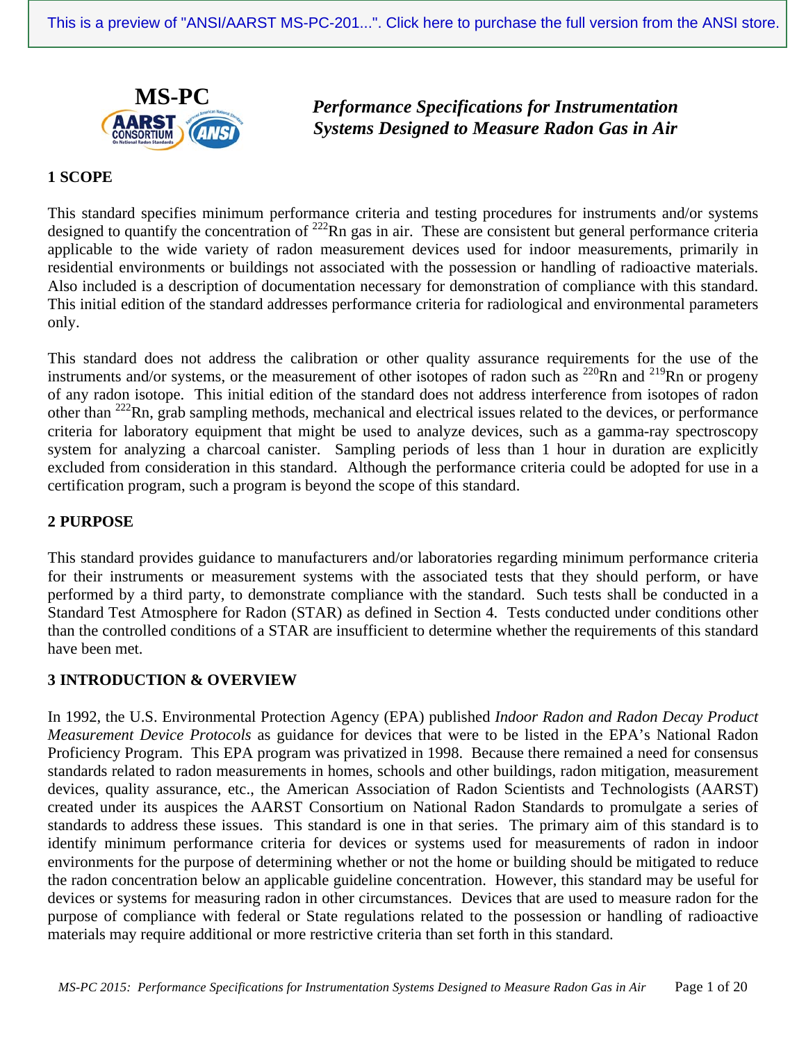# MS-PC

## *Performance Specifications for Instrumentation Systems Designed to Measure Radon Gas in Air*

## 1 SCOPE

This standard specifies minimum performance criteria and testing procedures for instruments and/or systems designed to quantify the concentration of $^{222}$Rn gas in air. These are consistent but general performance criteria applicable to the wide variety of radon measurement devices used for indoor measurements, primarily in residential environments or buildings not associated with the possession or handling of radioactive materials. Also included is a description of documentation necessary for demonstration of compliance with this standard. This initial edition of the standard addresses performance criteria for radiological and environmental parameters only.

This standard does not address the calibration or other quality assurance requirements for the use of the instruments and/or systems, or the measurement of other isotopes of radon such as $^{220}$Rn and $^{219}$Rn or progeny of any radon isotope. This initial edition of the standard does not address interference from isotopes of radon other than $^{222}$Rn, grab sampling methods, mechanical and electrical issues related to the devices, or performance criteria for laboratory equipment that might be used to analyze devices, such as a gamma-ray spectroscopy system for analyzing a charcoal canister. Sampling periods of less than 1 hour in duration are explicitly excluded from consideration in this standard. Although the performance criteria could be adopted for use in a certification program, such a program is beyond the scope of this standard.

## 2 PURPOSE

This standard provides guidance to manufacturers and/or laboratories regarding minimum performance criteria for their instruments or measurement systems with the associated tests that they should perform, or have performed by a third party, to demonstrate compliance with the standard. Such tests shall be conducted in a Standard Test Atmosphere for Radon (STAR) as defined in Section 4. Tests conducted under conditions other than the controlled conditions of a STAR are insufficient to determine whether the requirements of this standard have been met.

## 3 INTRODUCTION & OVERVIEW

In 1992, the U.S. Environmental Protection Agency (EPA) published *Indoor Radon and Radon Decay Product Measurement Device Protocols* as guidance for devices that were to be listed in the EPA's National Radon Proficiency Program. This EPA program was privatized in 1998. Because there remained a need for consensus standards related to radon measurements in homes, schools and other buildings, radon mitigation, measurement devices, quality assurance, etc., the American Association of Radon Scientists and Technologists (AARST) created under its auspices the AARST Consortium on National Radon Standards to promulgate a series of standards to address these issues. This standard is one in that series. The primary aim of this standard is to identify minimum performance criteria for devices or systems used for measurements of radon in indoor environments for the purpose of determining whether or not the home or building should be mitigated to reduce the radon concentration below an applicable guideline concentration. However, this standard may be useful for devices or systems for measuring radon in other circumstances. Devices that are used to measure radon for the purpose of compliance with federal or State regulations related to the possession or handling of radioactive materials may require additional or more restrictive criteria than set forth in this standard.